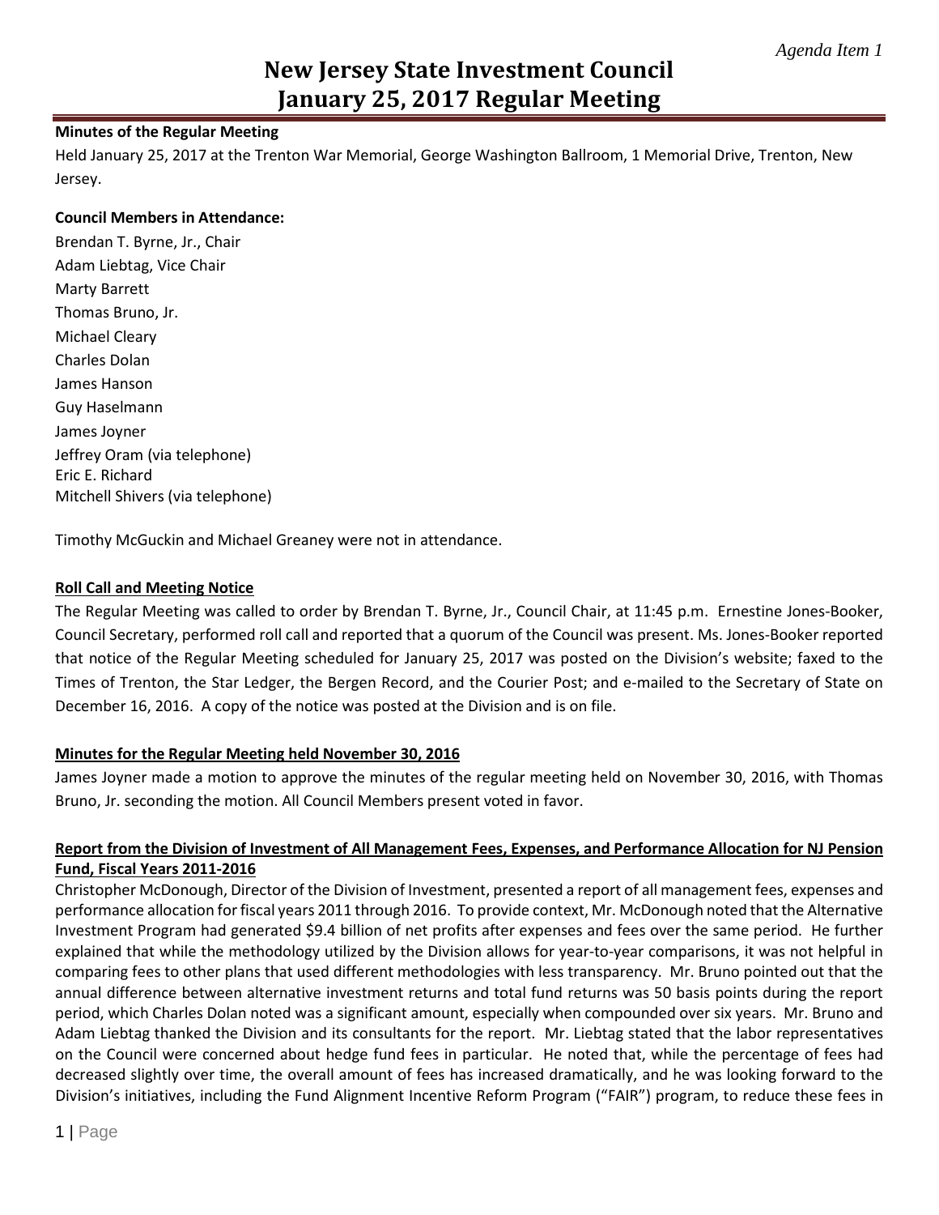*Agenda Item 1*

# New Jersey State Investment Council
# January 25, 2017 Regular Meeting

**Minutes of the Regular Meeting**

Held January 25, 2017 at the Trenton War Memorial, George Washington Ballroom, 1 Memorial Drive, Trenton, New Jersey.

**Council Members in Attendance:**

Brendan T. Byrne, Jr., Chair
Adam Liebtag, Vice Chair
Marty Barrett
Thomas Bruno, Jr.
Michael Cleary
Charles Dolan
James Hanson
Guy Haselmann
James Joyner
Jeffrey Oram (via telephone)
Eric E. Richard
Mitchell Shivers (via telephone)

Timothy McGuckin and Michael Greaney were not in attendance.

**Roll Call and Meeting Notice**

The Regular Meeting was called to order by Brendan T. Byrne, Jr., Council Chair, at 11:45 p.m. Ernestine Jones-Booker, Council Secretary, performed roll call and reported that a quorum of the Council was present. Ms. Jones-Booker reported that notice of the Regular Meeting scheduled for January 25, 2017 was posted on the Division's website; faxed to the Times of Trenton, the Star Ledger, the Bergen Record, and the Courier Post; and e-mailed to the Secretary of State on December 16, 2016. A copy of the notice was posted at the Division and is on file.

**Minutes for the Regular Meeting held November 30, 2016**

James Joyner made a motion to approve the minutes of the regular meeting held on November 30, 2016, with Thomas Bruno, Jr. seconding the motion. All Council Members present voted in favor.

**Report from the Division of Investment of All Management Fees, Expenses, and Performance Allocation for NJ Pension Fund, Fiscal Years 2011-2016**

Christopher McDonough, Director of the Division of Investment, presented a report of all management fees, expenses and performance allocation for fiscal years 2011 through 2016. To provide context, Mr. McDonough noted that the Alternative Investment Program had generated $9.4 billion of net profits after expenses and fees over the same period. He further explained that while the methodology utilized by the Division allows for year-to-year comparisons, it was not helpful in comparing fees to other plans that used different methodologies with less transparency. Mr. Bruno pointed out that the annual difference between alternative investment returns and total fund returns was 50 basis points during the report period, which Charles Dolan noted was a significant amount, especially when compounded over six years. Mr. Bruno and Adam Liebtag thanked the Division and its consultants for the report. Mr. Liebtag stated that the labor representatives on the Council were concerned about hedge fund fees in particular. He noted that, while the percentage of fees had decreased slightly over time, the overall amount of fees has increased dramatically, and he was looking forward to the Division's initiatives, including the Fund Alignment Incentive Reform Program ("FAIR") program, to reduce these fees in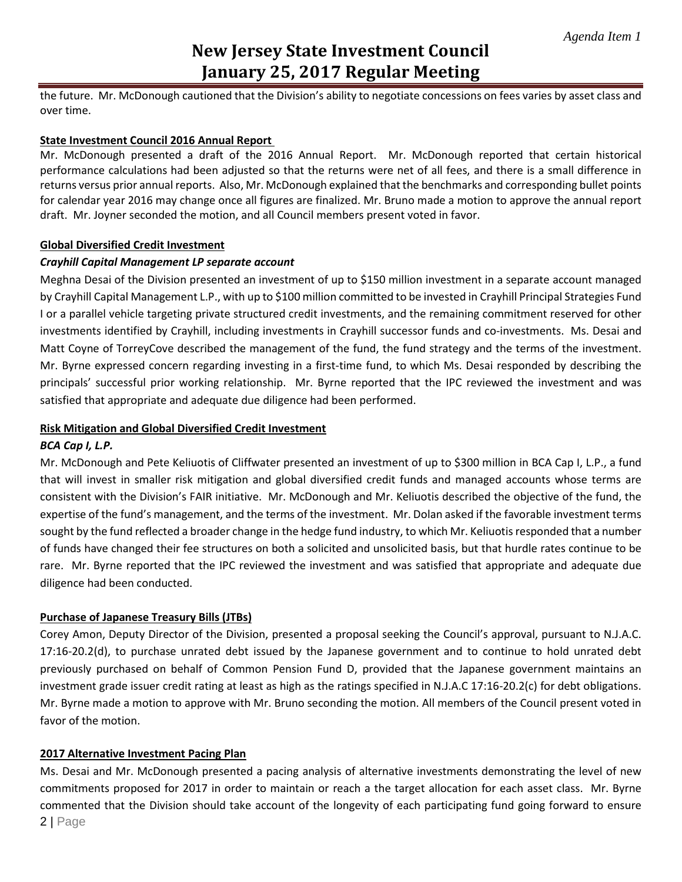the future. Mr. McDonough cautioned that the Division's ability to negotiate concessions on fees varies by asset class and over time.

**State Investment Council 2016 Annual Report**

Mr. McDonough presented a draft of the 2016 Annual Report. Mr. McDonough reported that certain historical performance calculations had been adjusted so that the returns were net of all fees, and there is a small difference in returns versus prior annual reports. Also, Mr. McDonough explained that the benchmarks and corresponding bullet points for calendar year 2016 may change once all figures are finalized. Mr. Bruno made a motion to approve the annual report draft. Mr. Joyner seconded the motion, and all Council members present voted in favor.

**Global Diversified Credit Investment**

***Crayhill Capital Management LP separate account***

Meghna Desai of the Division presented an investment of up to $150 million investment in a separate account managed by Crayhill Capital Management L.P., with up to $100 million committed to be invested in Crayhill Principal Strategies Fund I or a parallel vehicle targeting private structured credit investments, and the remaining commitment reserved for other investments identified by Crayhill, including investments in Crayhill successor funds and co-investments. Ms. Desai and Matt Coyne of TorreyCove described the management of the fund, the fund strategy and the terms of the investment. Mr. Byrne expressed concern regarding investing in a first-time fund, to which Ms. Desai responded by describing the principals' successful prior working relationship. Mr. Byrne reported that the IPC reviewed the investment and was satisfied that appropriate and adequate due diligence had been performed.

**Risk Mitigation and Global Diversified Credit Investment**

***BCA Cap I, L.P.***

Mr. McDonough and Pete Keliuotis of Cliffwater presented an investment of up to $300 million in BCA Cap I, L.P., a fund that will invest in smaller risk mitigation and global diversified credit funds and managed accounts whose terms are consistent with the Division's FAIR initiative. Mr. McDonough and Mr. Keliuotis described the objective of the fund, the expertise of the fund's management, and the terms of the investment. Mr. Dolan asked if the favorable investment terms sought by the fund reflected a broader change in the hedge fund industry, to which Mr. Keliuotis responded that a number of funds have changed their fee structures on both a solicited and unsolicited basis, but that hurdle rates continue to be rare. Mr. Byrne reported that the IPC reviewed the investment and was satisfied that appropriate and adequate due diligence had been conducted.

**Purchase of Japanese Treasury Bills (JTBs)**

Corey Amon, Deputy Director of the Division, presented a proposal seeking the Council's approval, pursuant to N.J.A.C. 17:16-20.2(d), to purchase unrated debt issued by the Japanese government and to continue to hold unrated debt previously purchased on behalf of Common Pension Fund D, provided that the Japanese government maintains an investment grade issuer credit rating at least as high as the ratings specified in N.J.A.C 17:16-20.2(c) for debt obligations. Mr. Byrne made a motion to approve with Mr. Bruno seconding the motion. All members of the Council present voted in favor of the motion.

**2017 Alternative Investment Pacing Plan**

Ms. Desai and Mr. McDonough presented a pacing analysis of alternative investments demonstrating the level of new commitments proposed for 2017 in order to maintain or reach a the target allocation for each asset class. Mr. Byrne commented that the Division should take account of the longevity of each participating fund going forward to ensure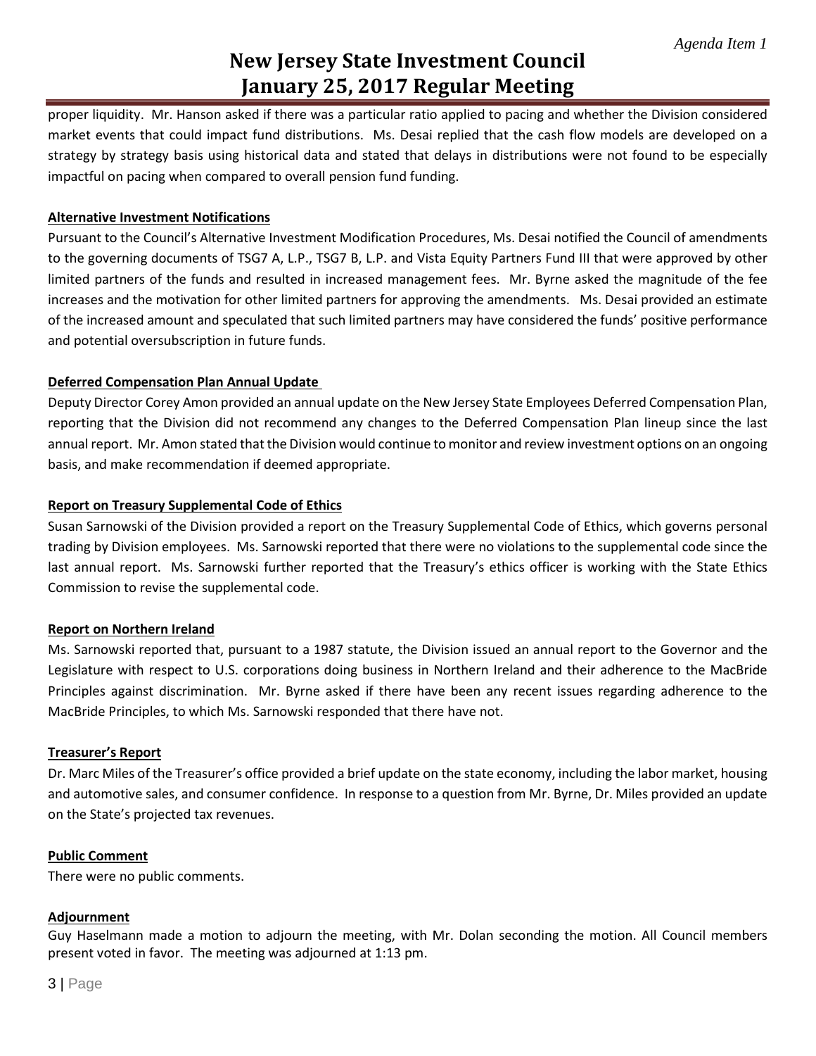proper liquidity. Mr. Hanson asked if there was a particular ratio applied to pacing and whether the Division considered market events that could impact fund distributions. Ms. Desai replied that the cash flow models are developed on a strategy by strategy basis using historical data and stated that delays in distributions were not found to be especially impactful on pacing when compared to overall pension fund funding.

**Alternative Investment Notifications**

Pursuant to the Council's Alternative Investment Modification Procedures, Ms. Desai notified the Council of amendments to the governing documents of TSG7 A, L.P., TSG7 B, L.P. and Vista Equity Partners Fund III that were approved by other limited partners of the funds and resulted in increased management fees. Mr. Byrne asked the magnitude of the fee increases and the motivation for other limited partners for approving the amendments. Ms. Desai provided an estimate of the increased amount and speculated that such limited partners may have considered the funds' positive performance and potential oversubscription in future funds.

**Deferred Compensation Plan Annual Update**

Deputy Director Corey Amon provided an annual update on the New Jersey State Employees Deferred Compensation Plan, reporting that the Division did not recommend any changes to the Deferred Compensation Plan lineup since the last annual report. Mr. Amon stated that the Division would continue to monitor and review investment options on an ongoing basis, and make recommendation if deemed appropriate.

**Report on Treasury Supplemental Code of Ethics**

Susan Sarnowski of the Division provided a report on the Treasury Supplemental Code of Ethics, which governs personal trading by Division employees. Ms. Sarnowski reported that there were no violations to the supplemental code since the last annual report. Ms. Sarnowski further reported that the Treasury's ethics officer is working with the State Ethics Commission to revise the supplemental code.

**Report on Northern Ireland**

Ms. Sarnowski reported that, pursuant to a 1987 statute, the Division issued an annual report to the Governor and the Legislature with respect to U.S. corporations doing business in Northern Ireland and their adherence to the MacBride Principles against discrimination. Mr. Byrne asked if there have been any recent issues regarding adherence to the MacBride Principles, to which Ms. Sarnowski responded that there have not.

**Treasurer's Report**

Dr. Marc Miles of the Treasurer's office provided a brief update on the state economy, including the labor market, housing and automotive sales, and consumer confidence. In response to a question from Mr. Byrne, Dr. Miles provided an update on the State's projected tax revenues.

**Public Comment**

There were no public comments.

**Adjournment**

Guy Haselmann made a motion to adjourn the meeting, with Mr. Dolan seconding the motion. All Council members present voted in favor. The meeting was adjourned at 1:13 pm.